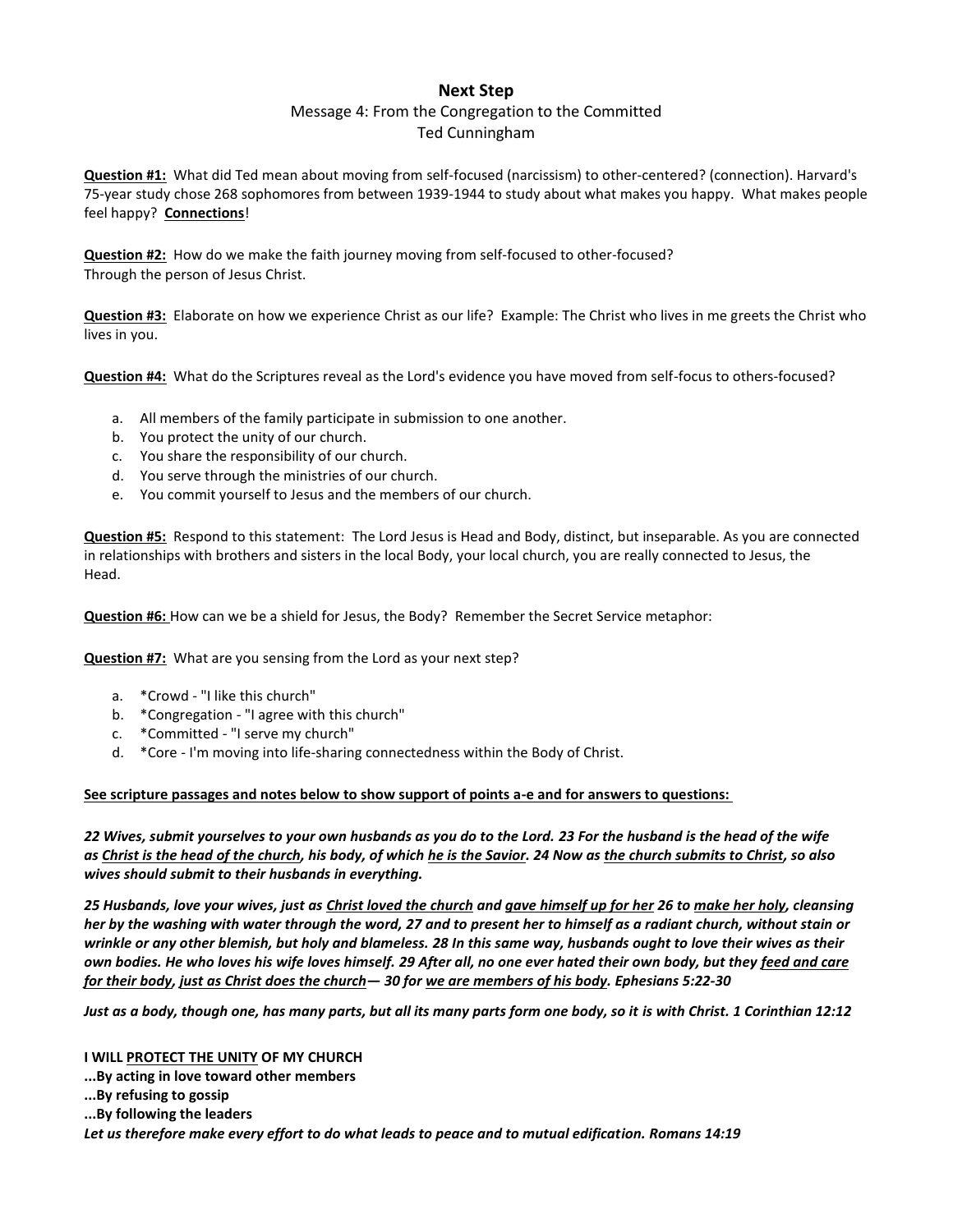# Next Step

Message 4: From the Congregation to the Committed

Ted Cunningham

**Question #1:** What did Ted mean about moving from self-focused (narcissism) to other-centered? (connection). Harvard's 75-year study chose 268 sophomores from between 1939-1944 to study about what makes you happy. What makes people feel happy? **Connections**!

**Question #2:** How do we make the faith journey moving from self-focused to other-focused? Through the person of Jesus Christ.

**Question #3:** Elaborate on how we experience Christ as our life? Example: The Christ who lives in me greets the Christ who lives in you.

**Question #4:** What do the Scriptures reveal as the Lord's evidence you have moved from self-focus to others-focused?

a. All members of the family participate in submission to one another.
b. You protect the unity of our church.
c. You share the responsibility of our church.
d. You serve through the ministries of our church.
e. You commit yourself to Jesus and the members of our church.

**Question #5:** Respond to this statement: The Lord Jesus is Head and Body, distinct, but inseparable. As you are connected in relationships with brothers and sisters in the local Body, your local church, you are really connected to Jesus, the Head.

**Question #6:** How can we be a shield for Jesus, the Body? Remember the Secret Service metaphor:

**Question #7:** What are you sensing from the Lord as your next step?

a. *Crowd - "I like this church"
b. *Congregation - "I agree with this church"
c. *Committed - "I serve my church"
d. *Core - I'm moving into life-sharing connectedness within the Body of Christ.

**See scripture passages and notes below to show support of points a-e and for answers to questions:**

***22 Wives, submit yourselves to your own husbands as you do to the Lord. 23 For the husband is the head of the wife as Christ is the head of the church, his body, of which he is the Savior. 24 Now as the church submits to Christ, so also wives should submit to their husbands in everything.***

***25 Husbands, love your wives, just as Christ loved the church and gave himself up for her 26 to make her holy, cleansing her by the washing with water through the word, 27 and to present her to himself as a radiant church, without stain or wrinkle or any other blemish, but holy and blameless. 28 In this same way, husbands ought to love their wives as their own bodies. He who loves his wife loves himself. 29 After all, no one ever hated their own body, but they feed and care for their body, just as Christ does the church— 30 for we are members of his body. Ephesians 5:22-30***

***Just as a body, though one, has many parts, but all its many parts form one body, so it is with Christ. 1 Corinthian 12:12***

**I WILL PROTECT THE UNITY OF MY CHURCH**
**...By acting in love toward other members**
**...By refusing to gossip**
**...By following the leaders**
***Let us therefore make every effort to do what leads to peace and to mutual edification. Romans 14:19***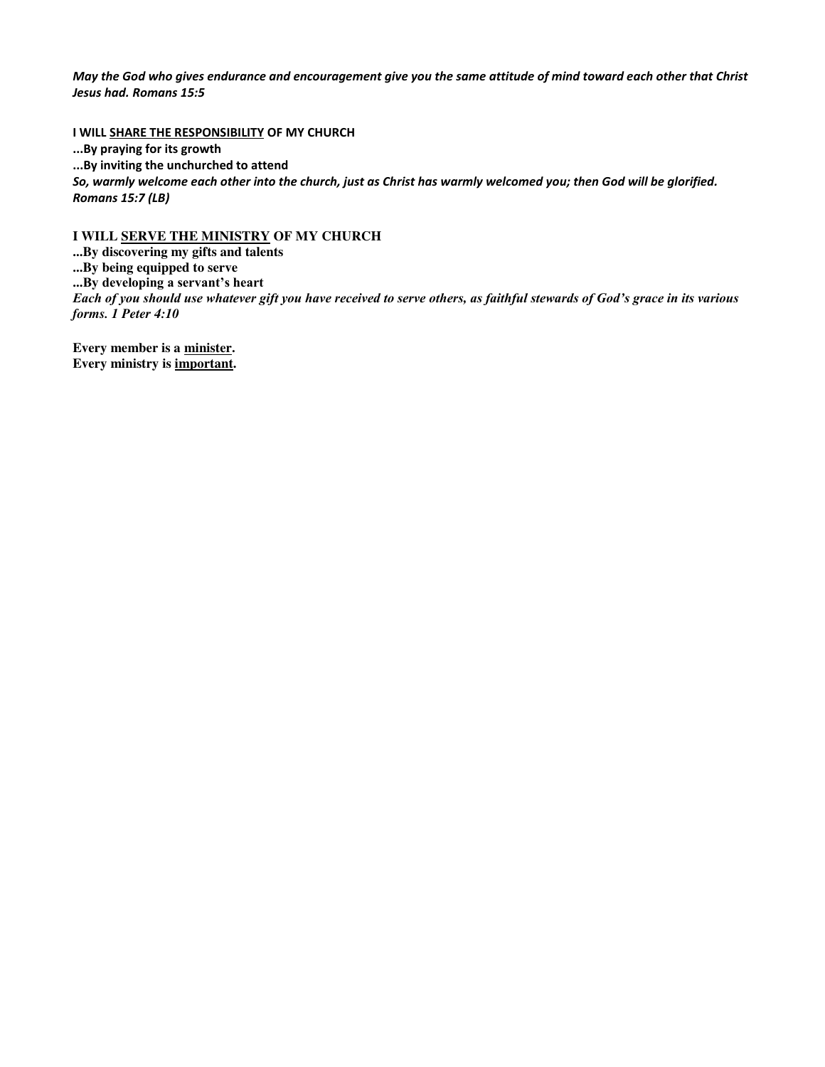***May the God who gives endurance and encouragement give you the same attitude of mind toward each other that Christ Jesus had. Romans 15:5***

**I WILL <u>SHARE THE RESPONSIBILITY</u> OF MY CHURCH**
**...By praying for its growth**
**...By inviting the unchurched to attend**
***So, warmly welcome each other into the church, just as Christ has warmly welcomed you; then God will be glorified. Romans 15:7 (LB)***

**I WILL <u>SERVE THE MINISTRY</u> OF MY CHURCH**
**...By discovering my gifts and talents**
**...By being equipped to serve**
**...By developing a servant's heart**
***Each of you should use whatever gift you have received to serve others, as faithful stewards of God's grace in its various forms. 1 Peter 4:10***

**Every member is a <u>minister</u>.**
**Every ministry is <u>important</u>.**